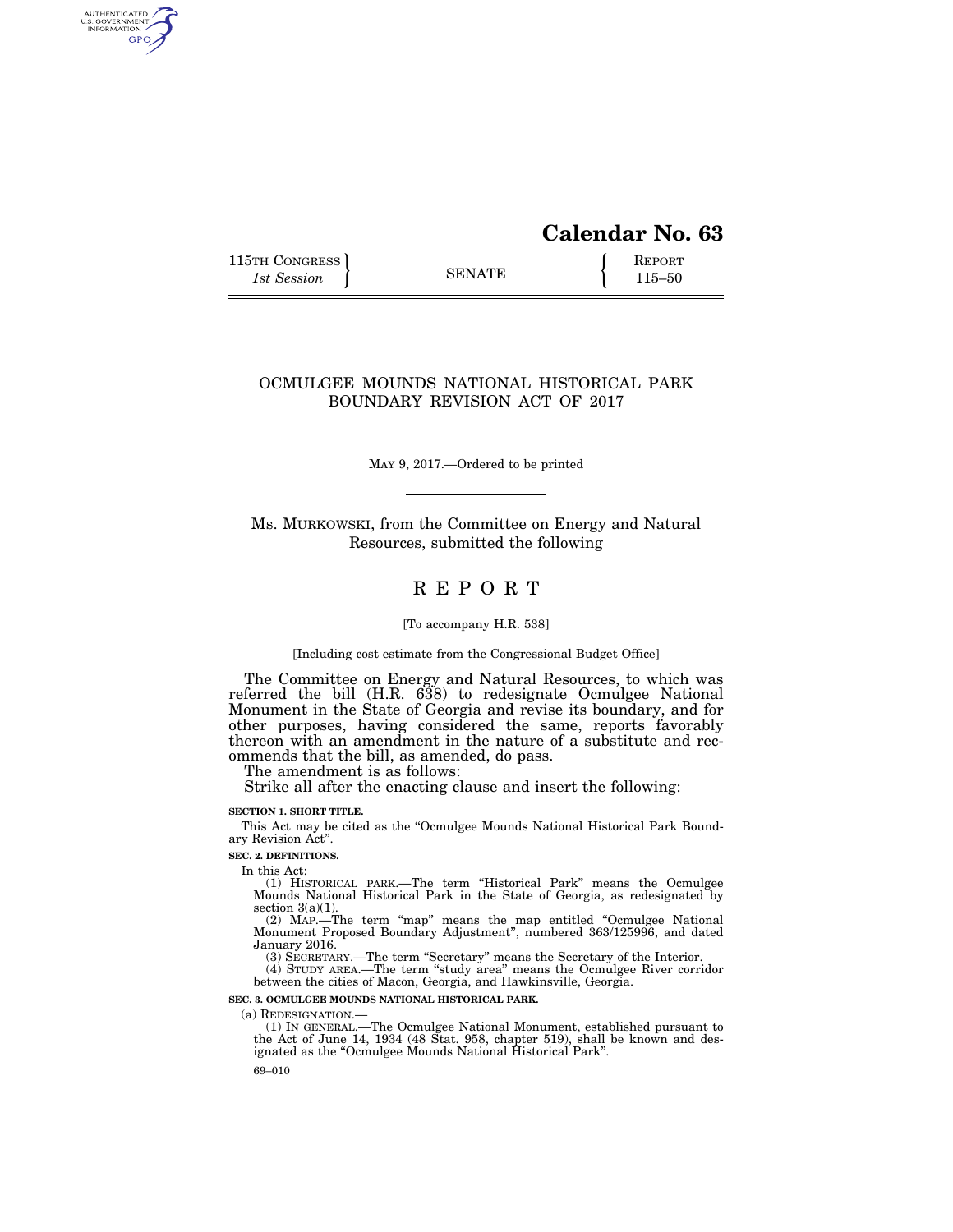# Calendar No. 63

115TH CONGRESS
*1st Session*

SENATE

REPORT
115–50

## OCMULGEE MOUNDS NATIONAL HISTORICAL PARK BOUNDARY REVISION ACT OF 2017

MAY 9, 2017.—Ordered to be printed

Ms. MURKOWSKI, from the Committee on Energy and Natural Resources, submitted the following

# REPORT

[To accompany H.R. 538]

[Including cost estimate from the Congressional Budget Office]

The Committee on Energy and Natural Resources, to which was referred the bill (H.R. 638) to redesignate Ocmulgee National Monument in the State of Georgia and revise its boundary, and for other purposes, having considered the same, reports favorably thereon with an amendment in the nature of a substitute and recommends that the bill, as amended, do pass.

The amendment is as follows:

Strike all after the enacting clause and insert the following:

**SECTION 1. SHORT TITLE.**

This Act may be cited as the "Ocmulgee Mounds National Historical Park Boundary Revision Act".

**SEC. 2. DEFINITIONS.**

In this Act:

(1) HISTORICAL PARK.—The term "Historical Park" means the Ocmulgee Mounds National Historical Park in the State of Georgia, as redesignated by section 3(a)(1).

(2) MAP.—The term "map" means the map entitled "Ocmulgee National Monument Proposed Boundary Adjustment", numbered 363/125996, and dated January 2016.

(3) SECRETARY.—The term "Secretary" means the Secretary of the Interior.

(4) STUDY AREA.—The term "study area" means the Ocmulgee River corridor between the cities of Macon, Georgia, and Hawkinsville, Georgia.

**SEC. 3. OCMULGEE MOUNDS NATIONAL HISTORICAL PARK.**

(a) REDESIGNATION.—

(1) IN GENERAL.—The Ocmulgee National Monument, established pursuant to the Act of June 14, 1934 (48 Stat. 958, chapter 519), shall be known and designated as the "Ocmulgee Mounds National Historical Park".

69–010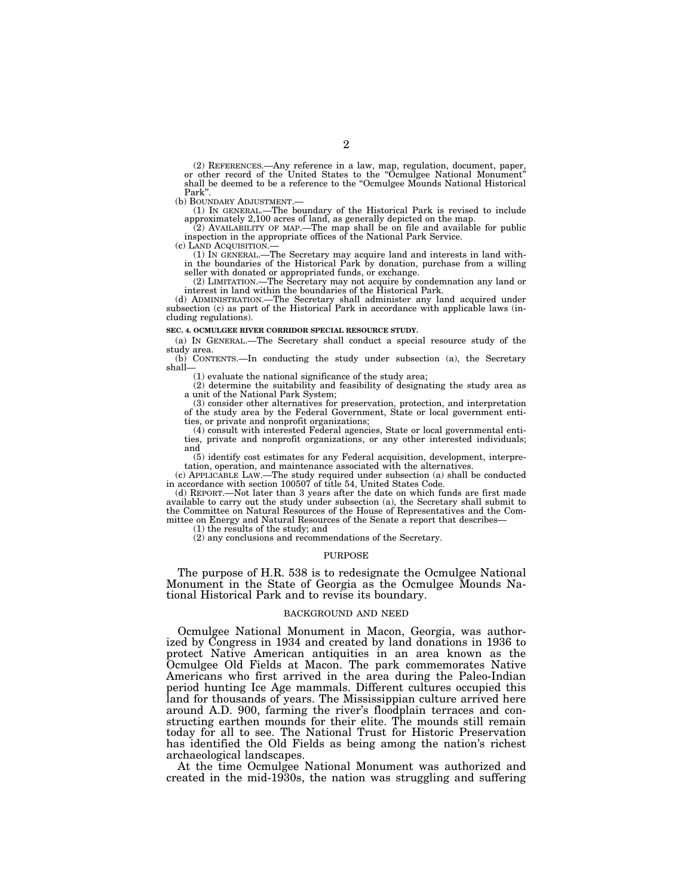(2) REFERENCES.—Any reference in a law, map, regulation, document, paper, or other record of the United States to the "Ocmulgee National Monument" shall be deemed to be a reference to the "Ocmulgee Mounds National Historical Park".

(b) BOUNDARY ADJUSTMENT.—

(1) IN GENERAL.—The boundary of the Historical Park is revised to include approximately 2,100 acres of land, as generally depicted on the map.

(2) AVAILABILITY OF MAP.—The map shall be on file and available for public inspection in the appropriate offices of the National Park Service.

(c) LAND ACQUISITION.—

(1) IN GENERAL.—The Secretary may acquire land and interests in land within the boundaries of the Historical Park by donation, purchase from a willing seller with donated or appropriated funds, or exchange.

(2) LIMITATION.—The Secretary may not acquire by condemnation any land or interest in land within the boundaries of the Historical Park.

(d) ADMINISTRATION.—The Secretary shall administer any land acquired under subsection (c) as part of the Historical Park in accordance with applicable laws (including regulations).

**SEC. 4. OCMULGEE RIVER CORRIDOR SPECIAL RESOURCE STUDY.**

(a) IN GENERAL.—The Secretary shall conduct a special resource study of the study area.

(b) CONTENTS.—In conducting the study under subsection (a), the Secretary shall—

(1) evaluate the national significance of the study area;

(2) determine the suitability and feasibility of designating the study area as a unit of the National Park System;

(3) consider other alternatives for preservation, protection, and interpretation of the study area by the Federal Government, State or local government entities, or private and nonprofit organizations;

(4) consult with interested Federal agencies, State or local governmental entities, private and nonprofit organizations, or any other interested individuals; and

(5) identify cost estimates for any Federal acquisition, development, interpretation, operation, and maintenance associated with the alternatives.

(c) APPLICABLE LAW.—The study required under subsection (a) shall be conducted in accordance with section 100507 of title 54, United States Code.

(d) REPORT.—Not later than 3 years after the date on which funds are first made available to carry out the study under subsection (a), the Secretary shall submit to the Committee on Natural Resources of the House of Representatives and the Committee on Energy and Natural Resources of the Senate a report that describes—

(1) the results of the study; and

(2) any conclusions and recommendations of the Secretary.

## PURPOSE

The purpose of H.R. 538 is to redesignate the Ocmulgee National Monument in the State of Georgia as the Ocmulgee Mounds National Historical Park and to revise its boundary.

## BACKGROUND AND NEED

Ocmulgee National Monument in Macon, Georgia, was authorized by Congress in 1934 and created by land donations in 1936 to protect Native American antiquities in an area known as the Ocmulgee Old Fields at Macon. The park commemorates Native Americans who first arrived in the area during the Paleo-Indian period hunting Ice Age mammals. Different cultures occupied this land for thousands of years. The Mississippian culture arrived here around A.D. 900, farming the river's floodplain terraces and constructing earthen mounds for their elite. The mounds still remain today for all to see. The National Trust for Historic Preservation has identified the Old Fields as being among the nation's richest archaeological landscapes.

At the time Ocmulgee National Monument was authorized and created in the mid-1930s, the nation was struggling and suffering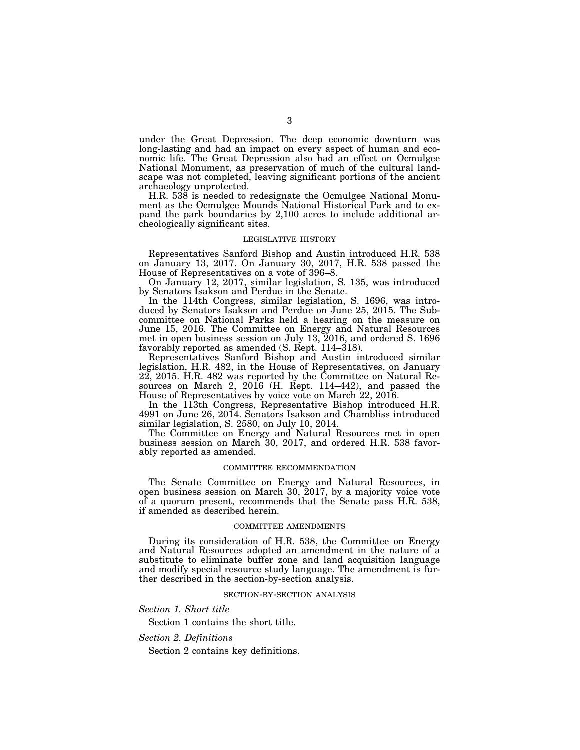under the Great Depression. The deep economic downturn was long-lasting and had an impact on every aspect of human and economic life. The Great Depression also had an effect on Ocmulgee National Monument, as preservation of much of the cultural landscape was not completed, leaving significant portions of the ancient archaeology unprotected.

H.R. 538 is needed to redesignate the Ocmulgee National Monument as the Ocmulgee Mounds National Historical Park and to expand the park boundaries by 2,100 acres to include additional archeologically significant sites.

## LEGISLATIVE HISTORY

Representatives Sanford Bishop and Austin introduced H.R. 538 on January 13, 2017. On January 30, 2017, H.R. 538 passed the House of Representatives on a vote of 396–8.

On January 12, 2017, similar legislation, S. 135, was introduced by Senators Isakson and Perdue in the Senate.

In the 114th Congress, similar legislation, S. 1696, was introduced by Senators Isakson and Perdue on June 25, 2015. The Subcommittee on National Parks held a hearing on the measure on June 15, 2016. The Committee on Energy and Natural Resources met in open business session on July 13, 2016, and ordered S. 1696 favorably reported as amended (S. Rept. 114–318).

Representatives Sanford Bishop and Austin introduced similar legislation, H.R. 482, in the House of Representatives, on January 22, 2015. H.R. 482 was reported by the Committee on Natural Resources on March 2, 2016 (H. Rept. 114–442), and passed the House of Representatives by voice vote on March 22, 2016.

In the 113th Congress, Representative Bishop introduced H.R. 4991 on June 26, 2014. Senators Isakson and Chambliss introduced similar legislation, S. 2580, on July 10, 2014.

The Committee on Energy and Natural Resources met in open business session on March 30, 2017, and ordered H.R. 538 favorably reported as amended.

## COMMITTEE RECOMMENDATION

The Senate Committee on Energy and Natural Resources, in open business session on March 30, 2017, by a majority voice vote of a quorum present, recommends that the Senate pass H.R. 538, if amended as described herein.

## COMMITTEE AMENDMENTS

During its consideration of H.R. 538, the Committee on Energy and Natural Resources adopted an amendment in the nature of a substitute to eliminate buffer zone and land acquisition language and modify special resource study language. The amendment is further described in the section-by-section analysis.

## SECTION-BY-SECTION ANALYSIS

*Section 1. Short title*

Section 1 contains the short title.

*Section 2. Definitions*

Section 2 contains key definitions.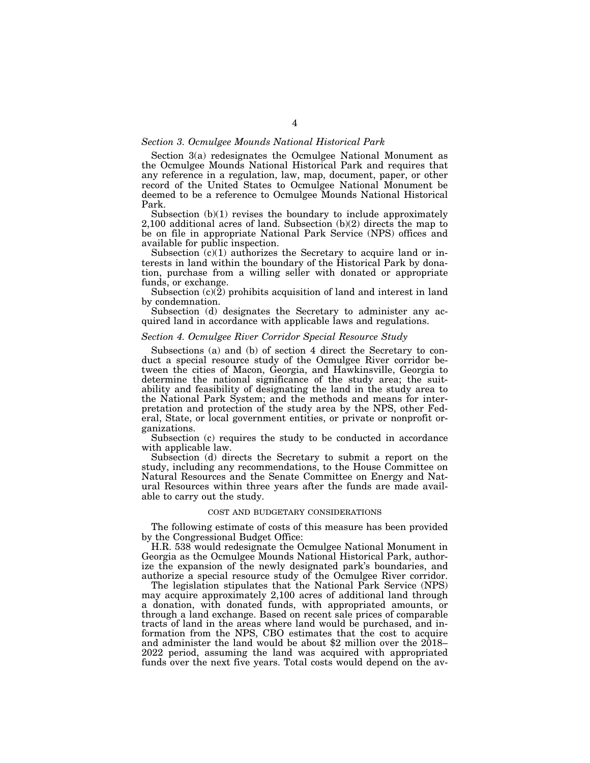### *Section 3. Ocmulgee Mounds National Historical Park*

Section 3(a) redesignates the Ocmulgee National Monument as the Ocmulgee Mounds National Historical Park and requires that any reference in a regulation, law, map, document, paper, or other record of the United States to Ocmulgee National Monument be deemed to be a reference to Ocmulgee Mounds National Historical Park.

Subsection (b)(1) revises the boundary to include approximately 2,100 additional acres of land. Subsection (b)(2) directs the map to be on file in appropriate National Park Service (NPS) offices and available for public inspection.

Subsection (c)(1) authorizes the Secretary to acquire land or interests in land within the boundary of the Historical Park by donation, purchase from a willing seller with donated or appropriate funds, or exchange.

Subsection (c)(2) prohibits acquisition of land and interest in land by condemnation.

Subsection (d) designates the Secretary to administer any acquired land in accordance with applicable laws and regulations.

### *Section 4. Ocmulgee River Corridor Special Resource Study*

Subsections (a) and (b) of section 4 direct the Secretary to conduct a special resource study of the Ocmulgee River corridor between the cities of Macon, Georgia, and Hawkinsville, Georgia to determine the national significance of the study area; the suitability and feasibility of designating the land in the study area to the National Park System; and the methods and means for interpretation and protection of the study area by the NPS, other Federal, State, or local government entities, or private or nonprofit organizations.

Subsection (c) requires the study to be conducted in accordance with applicable law.

Subsection (d) directs the Secretary to submit a report on the study, including any recommendations, to the House Committee on Natural Resources and the Senate Committee on Energy and Natural Resources within three years after the funds are made available to carry out the study.

## COST AND BUDGETARY CONSIDERATIONS

The following estimate of costs of this measure has been provided by the Congressional Budget Office:

H.R. 538 would redesignate the Ocmulgee National Monument in Georgia as the Ocmulgee Mounds National Historical Park, authorize the expansion of the newly designated park's boundaries, and authorize a special resource study of the Ocmulgee River corridor.

The legislation stipulates that the National Park Service (NPS) may acquire approximately 2,100 acres of additional land through a donation, with donated funds, with appropriated amounts, or through a land exchange. Based on recent sale prices of comparable tracts of land in the areas where land would be purchased, and information from the NPS, CBO estimates that the cost to acquire and administer the land would be about $2 million over the 2018–2022 period, assuming the land was acquired with appropriated funds over the next five years. Total costs would depend on the av-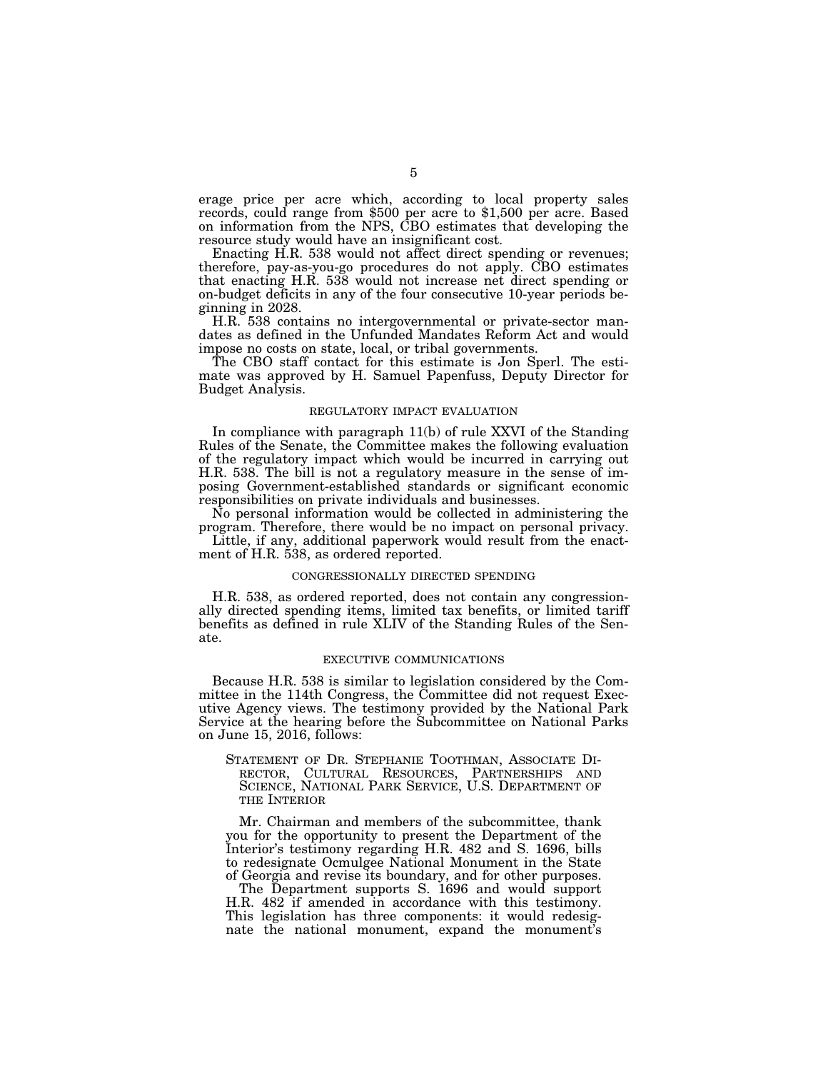erage price per acre which, according to local property sales records, could range from $500 per acre to $1,500 per acre. Based on information from the NPS, CBO estimates that developing the resource study would have an insignificant cost.

Enacting H.R. 538 would not affect direct spending or revenues; therefore, pay-as-you-go procedures do not apply. CBO estimates that enacting H.R. 538 would not increase net direct spending or on-budget deficits in any of the four consecutive 10-year periods beginning in 2028.

H.R. 538 contains no intergovernmental or private-sector mandates as defined in the Unfunded Mandates Reform Act and would impose no costs on state, local, or tribal governments.

The CBO staff contact for this estimate is Jon Sperl. The estimate was approved by H. Samuel Papenfuss, Deputy Director for Budget Analysis.

## REGULATORY IMPACT EVALUATION

In compliance with paragraph 11(b) of rule XXVI of the Standing Rules of the Senate, the Committee makes the following evaluation of the regulatory impact which would be incurred in carrying out H.R. 538. The bill is not a regulatory measure in the sense of imposing Government-established standards or significant economic responsibilities on private individuals and businesses.

No personal information would be collected in administering the program. Therefore, there would be no impact on personal privacy.

Little, if any, additional paperwork would result from the enactment of H.R. 538, as ordered reported.

## CONGRESSIONALLY DIRECTED SPENDING

H.R. 538, as ordered reported, does not contain any congressionally directed spending items, limited tax benefits, or limited tariff benefits as defined in rule XLIV of the Standing Rules of the Senate.

## EXECUTIVE COMMUNICATIONS

Because H.R. 538 is similar to legislation considered by the Committee in the 114th Congress, the Committee did not request Executive Agency views. The testimony provided by the National Park Service at the hearing before the Subcommittee on National Parks on June 15, 2016, follows:

### STATEMENT OF DR. STEPHANIE TOOTHMAN, ASSOCIATE DIRECTOR, CULTURAL RESOURCES, PARTNERSHIPS AND SCIENCE, NATIONAL PARK SERVICE, U.S. DEPARTMENT OF THE INTERIOR

Mr. Chairman and members of the subcommittee, thank you for the opportunity to present the Department of the Interior's testimony regarding H.R. 482 and S. 1696, bills to redesignate Ocmulgee National Monument in the State of Georgia and revise its boundary, and for other purposes.

The Department supports S. 1696 and would support H.R. 482 if amended in accordance with this testimony. This legislation has three components: it would redesignate the national monument, expand the monument's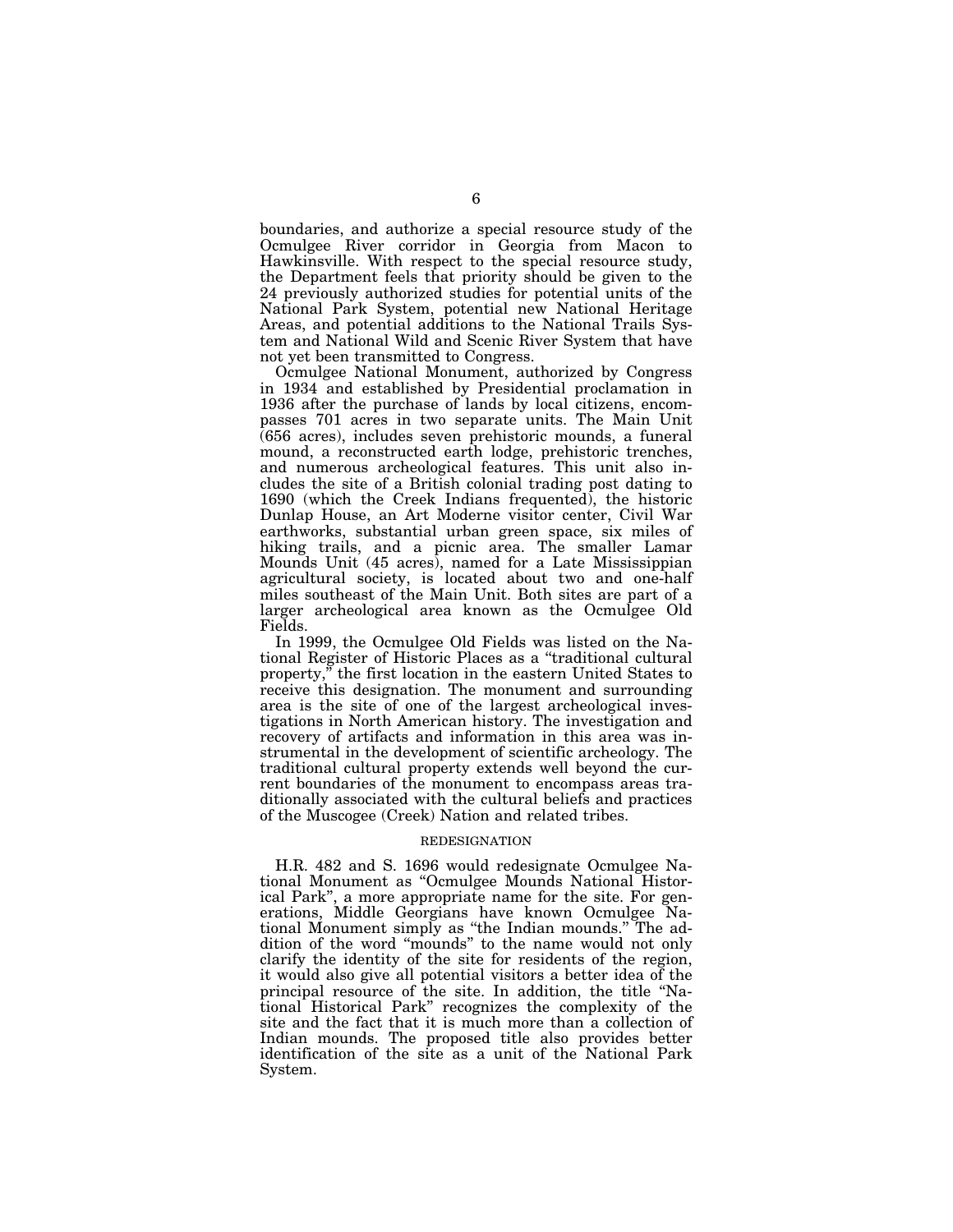boundaries, and authorize a special resource study of the Ocmulgee River corridor in Georgia from Macon to Hawkinsville. With respect to the special resource study, the Department feels that priority should be given to the 24 previously authorized studies for potential units of the National Park System, potential new National Heritage Areas, and potential additions to the National Trails System and National Wild and Scenic River System that have not yet been transmitted to Congress.

Ocmulgee National Monument, authorized by Congress in 1934 and established by Presidential proclamation in 1936 after the purchase of lands by local citizens, encompasses 701 acres in two separate units. The Main Unit (656 acres), includes seven prehistoric mounds, a funeral mound, a reconstructed earth lodge, prehistoric trenches, and numerous archeological features. This unit also includes the site of a British colonial trading post dating to 1690 (which the Creek Indians frequented), the historic Dunlap House, an Art Moderne visitor center, Civil War earthworks, substantial urban green space, six miles of hiking trails, and a picnic area. The smaller Lamar Mounds Unit (45 acres), named for a Late Mississippian agricultural society, is located about two and one-half miles southeast of the Main Unit. Both sites are part of a larger archeological area known as the Ocmulgee Old Fields.

In 1999, the Ocmulgee Old Fields was listed on the National Register of Historic Places as a "traditional cultural property," the first location in the eastern United States to receive this designation. The monument and surrounding area is the site of one of the largest archeological investigations in North American history. The investigation and recovery of artifacts and information in this area was instrumental in the development of scientific archeology. The traditional cultural property extends well beyond the current boundaries of the monument to encompass areas traditionally associated with the cultural beliefs and practices of the Muscogee (Creek) Nation and related tribes.

## REDESIGNATION

H.R. 482 and S. 1696 would redesignate Ocmulgee National Monument as "Ocmulgee Mounds National Historical Park", a more appropriate name for the site. For generations, Middle Georgians have known Ocmulgee National Monument simply as "the Indian mounds." The addition of the word "mounds" to the name would not only clarify the identity of the site for residents of the region, it would also give all potential visitors a better idea of the principal resource of the site. In addition, the title "National Historical Park" recognizes the complexity of the site and the fact that it is much more than a collection of Indian mounds. The proposed title also provides better identification of the site as a unit of the National Park System.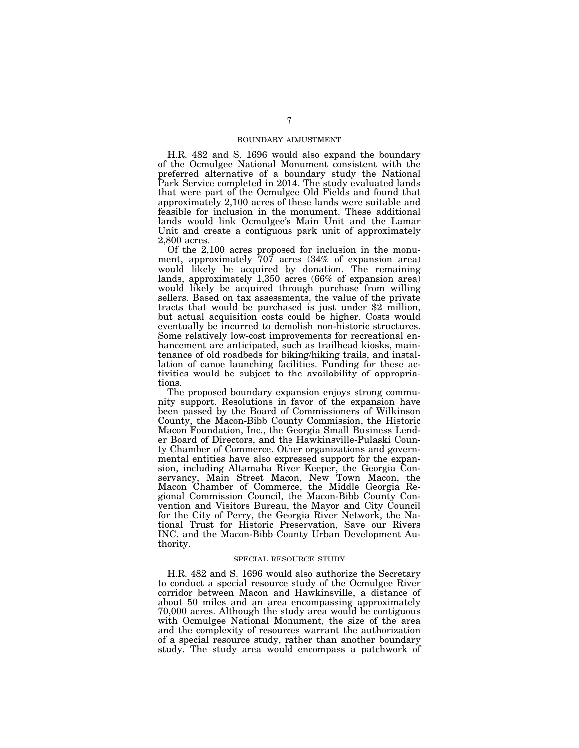## BOUNDARY ADJUSTMENT

H.R. 482 and S. 1696 would also expand the boundary of the Ocmulgee National Monument consistent with the preferred alternative of a boundary study the National Park Service completed in 2014. The study evaluated lands that were part of the Ocmulgee Old Fields and found that approximately 2,100 acres of these lands were suitable and feasible for inclusion in the monument. These additional lands would link Ocmulgee's Main Unit and the Lamar Unit and create a contiguous park unit of approximately 2,800 acres.

Of the 2,100 acres proposed for inclusion in the monument, approximately 707 acres (34% of expansion area) would likely be acquired by donation. The remaining lands, approximately 1,350 acres (66% of expansion area) would likely be acquired through purchase from willing sellers. Based on tax assessments, the value of the private tracts that would be purchased is just under $2 million, but actual acquisition costs could be higher. Costs would eventually be incurred to demolish non-historic structures. Some relatively low-cost improvements for recreational enhancement are anticipated, such as trailhead kiosks, maintenance of old roadbeds for biking/hiking trails, and installation of canoe launching facilities. Funding for these activities would be subject to the availability of appropriations.

The proposed boundary expansion enjoys strong community support. Resolutions in favor of the expansion have been passed by the Board of Commissioners of Wilkinson County, the Macon-Bibb County Commission, the Historic Macon Foundation, Inc., the Georgia Small Business Lender Board of Directors, and the Hawkinsville-Pulaski County Chamber of Commerce. Other organizations and governmental entities have also expressed support for the expansion, including Altamaha River Keeper, the Georgia Conservancy, Main Street Macon, New Town Macon, the Macon Chamber of Commerce, the Middle Georgia Regional Commission Council, the Macon-Bibb County Convention and Visitors Bureau, the Mayor and City Council for the City of Perry, the Georgia River Network, the National Trust for Historic Preservation, Save our Rivers INC. and the Macon-Bibb County Urban Development Authority.

## SPECIAL RESOURCE STUDY

H.R. 482 and S. 1696 would also authorize the Secretary to conduct a special resource study of the Ocmulgee River corridor between Macon and Hawkinsville, a distance of about 50 miles and an area encompassing approximately 70,000 acres. Although the study area would be contiguous with Ocmulgee National Monument, the size of the area and the complexity of resources warrant the authorization of a special resource study, rather than another boundary study. The study area would encompass a patchwork of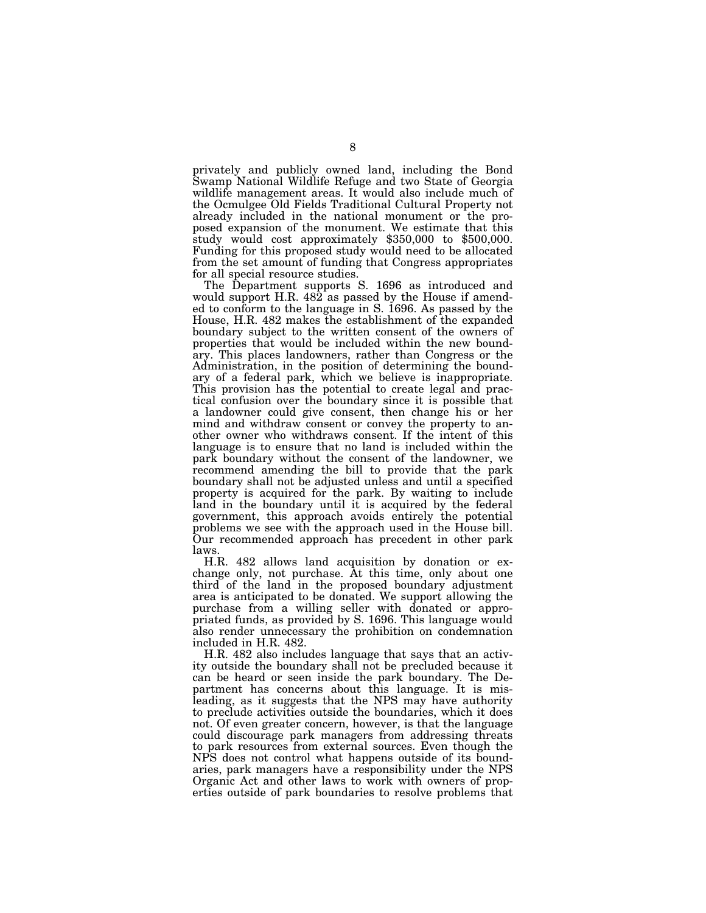privately and publicly owned land, including the Bond Swamp National Wildlife Refuge and two State of Georgia wildlife management areas. It would also include much of the Ocmulgee Old Fields Traditional Cultural Property not already included in the national monument or the proposed expansion of the monument. We estimate that this study would cost approximately $350,000 to $500,000. Funding for this proposed study would need to be allocated from the set amount of funding that Congress appropriates for all special resource studies.

The Department supports S. 1696 as introduced and would support H.R. 482 as passed by the House if amended to conform to the language in S. 1696. As passed by the House, H.R. 482 makes the establishment of the expanded boundary subject to the written consent of the owners of properties that would be included within the new boundary. This places landowners, rather than Congress or the Administration, in the position of determining the boundary of a federal park, which we believe is inappropriate. This provision has the potential to create legal and practical confusion over the boundary since it is possible that a landowner could give consent, then change his or her mind and withdraw consent or convey the property to another owner who withdraws consent. If the intent of this language is to ensure that no land is included within the park boundary without the consent of the landowner, we recommend amending the bill to provide that the park boundary shall not be adjusted unless and until a specified property is acquired for the park. By waiting to include land in the boundary until it is acquired by the federal government, this approach avoids entirely the potential problems we see with the approach used in the House bill. Our recommended approach has precedent in other park laws.

H.R. 482 allows land acquisition by donation or exchange only, not purchase. At this time, only about one third of the land in the proposed boundary adjustment area is anticipated to be donated. We support allowing the purchase from a willing seller with donated or appropriated funds, as provided by S. 1696. This language would also render unnecessary the prohibition on condemnation included in H.R. 482.

H.R. 482 also includes language that says that an activity outside the boundary shall not be precluded because it can be heard or seen inside the park boundary. The Department has concerns about this language. It is misleading, as it suggests that the NPS may have authority to preclude activities outside the boundaries, which it does not. Of even greater concern, however, is that the language could discourage park managers from addressing threats to park resources from external sources. Even though the NPS does not control what happens outside of its boundaries, park managers have a responsibility under the NPS Organic Act and other laws to work with owners of properties outside of park boundaries to resolve problems that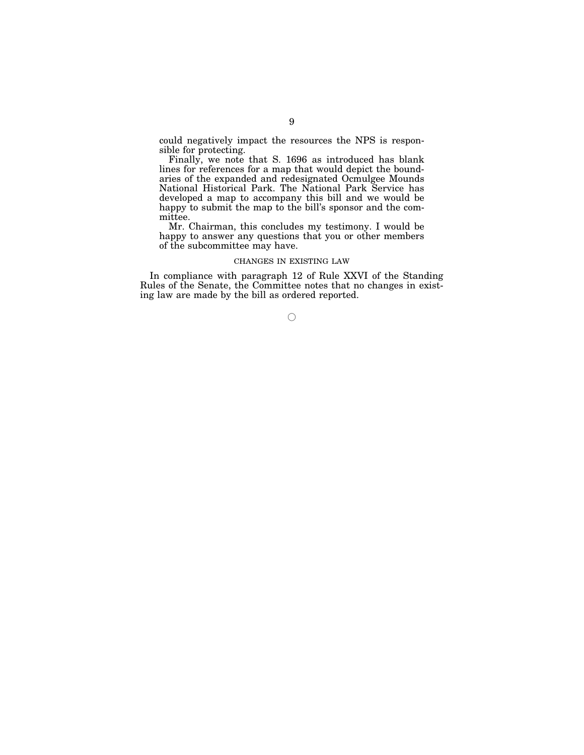could negatively impact the resources the NPS is responsible for protecting.

Finally, we note that S. 1696 as introduced has blank lines for references for a map that would depict the boundaries of the expanded and redesignated Ocmulgee Mounds National Historical Park. The National Park Service has developed a map to accompany this bill and we would be happy to submit the map to the bill's sponsor and the committee.

Mr. Chairman, this concludes my testimony. I would be happy to answer any questions that you or other members of the subcommittee may have.

## CHANGES IN EXISTING LAW

In compliance with paragraph 12 of Rule XXVI of the Standing Rules of the Senate, the Committee notes that no changes in existing law are made by the bill as ordered reported.

○